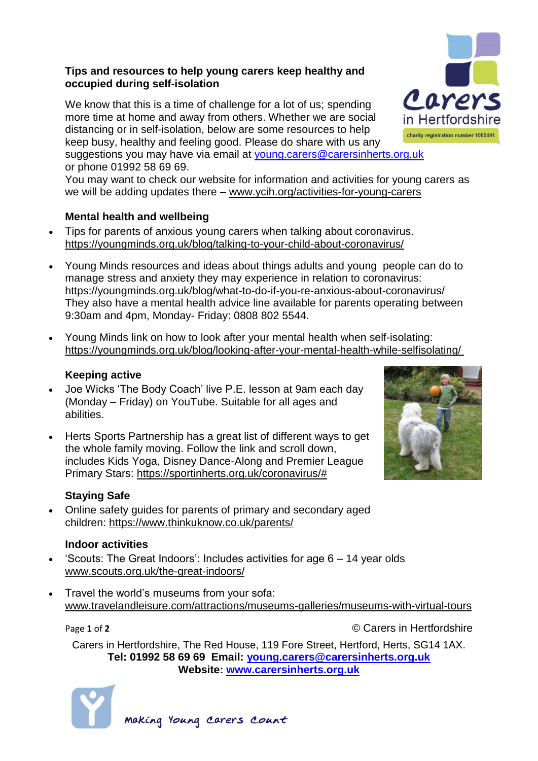## Tips and resources to help young carers keep healthy and occupied during self-isolation

We know that this is a time of challenge for a lot of us; spending more time at home and away from others. Whether we are social distancing or in self-isolation, below are some resources to help keep busy, healthy and feeling good. Please do share with us any suggestions you may have via email at young.carers@carersinherts.org.uk or phone 01992 58 69 69.

You may want to check our website for information and activities for young carers as we will be adding updates there – www.ycih.org/activities-for-young-carers

### Mental health and wellbeing

- Tips for parents of anxious young carers when talking about coronavirus. https://youngminds.org.uk/blog/talking-to-your-child-about-coronavirus/
- Young Minds resources and ideas about things adults and young people can do to manage stress and anxiety they may experience in relation to coronavirus: https://youngminds.org.uk/blog/what-to-do-if-you-re-anxious-about-coronavirus/ They also have a mental health advice line available for parents operating between 9:30am and 4pm, Monday- Friday: 0808 802 5544.
- Young Minds link on how to look after your mental health when self-isolating: https://youngminds.org.uk/blog/looking-after-your-mental-health-while-selfisolating/

### Keeping active

- Joe Wicks 'The Body Coach' live P.E. lesson at 9am each day (Monday – Friday) on YouTube. Suitable for all ages and abilities.
- Herts Sports Partnership has a great list of different ways to get the whole family moving. Follow the link and scroll down, includes Kids Yoga, Disney Dance-Along and Premier League Primary Stars: https://sportinherts.org.uk/coronavirus/#

### Staying Safe

- Online safety guides for parents of primary and secondary aged children: https://www.thinkuknow.co.uk/parents/

### Indoor activities

- 'Scouts: The Great Indoors': Includes activities for age 6 – 14 year olds www.scouts.org.uk/the-great-indoors/
- Travel the world's museums from your sofa: www.travelandleisure.com/attractions/museums-galleries/museums-with-virtual-tours

© Carers in Hertfordshire

Carers in Hertfordshire, The Red House, 119 Fore Street, Hertford, Herts, SG14 1AX.
**Tel: 01992 58 69 69 Email: young.carers@carersinherts.org.uk**
**Website: www.carersinherts.org.uk**

Making Young Carers Count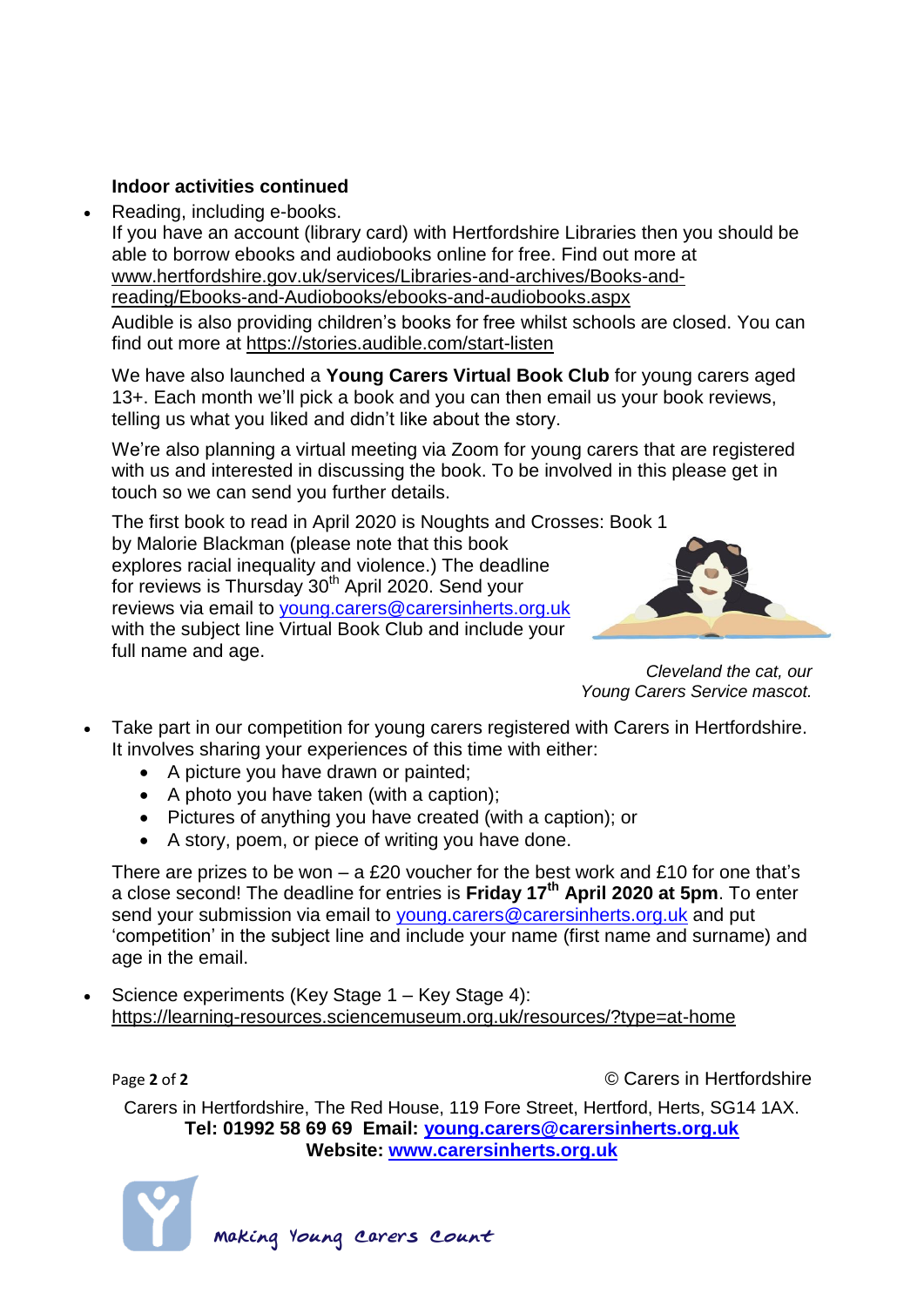**Indoor activities continued**

- Reading, including e-books.
  If you have an account (library card) with Hertfordshire Libraries then you should be able to borrow ebooks and audiobooks online for free. Find out more at www.hertfordshire.gov.uk/services/Libraries-and-archives/Books-and-reading/Ebooks-and-Audiobooks/ebooks-and-audiobooks.aspx

  Audible is also providing children's books for free whilst schools are closed. You can find out more at https://stories.audible.com/start-listen

  We have also launched a **Young Carers Virtual Book Club** for young carers aged 13+. Each month we'll pick a book and you can then email us your book reviews, telling us what you liked and didn't like about the story.

  We're also planning a virtual meeting via Zoom for young carers that are registered with us and interested in discussing the book. To be involved in this please get in touch so we can send you further details.

  The first book to read in April 2020 is Noughts and Crosses: Book 1 by Malorie Blackman (please note that this book explores racial inequality and violence.) The deadline for reviews is Thursday 30th April 2020. Send your reviews via email to young.carers@carersinherts.org.uk with the subject line Virtual Book Club and include your full name and age.

  *Cleveland the cat, our Young Carers Service mascot.*

- Take part in our competition for young carers registered with Carers in Hertfordshire. It involves sharing your experiences of this time with either:
  - A picture you have drawn or painted;
  - A photo you have taken (with a caption);
  - Pictures of anything you have created (with a caption); or
  - A story, poem, or piece of writing you have done.

  There are prizes to be won – a £20 voucher for the best work and £10 for one that's a close second! The deadline for entries is **Friday 17th April 2020 at 5pm**. To enter send your submission via email to young.carers@carersinherts.org.uk and put 'competition' in the subject line and include your name (first name and surname) and age in the email.

- Science experiments (Key Stage 1 – Key Stage 4): https://learning-resources.sciencemuseum.org.uk/resources/?type=at-home

© Carers in Hertfordshire

Carers in Hertfordshire, The Red House, 119 Fore Street, Hertford, Herts, SG14 1AX.
**Tel: 01992 58 69 69 Email: young.carers@carersinherts.org.uk**
**Website: www.carersinherts.org.uk**

Making Young Carers Count